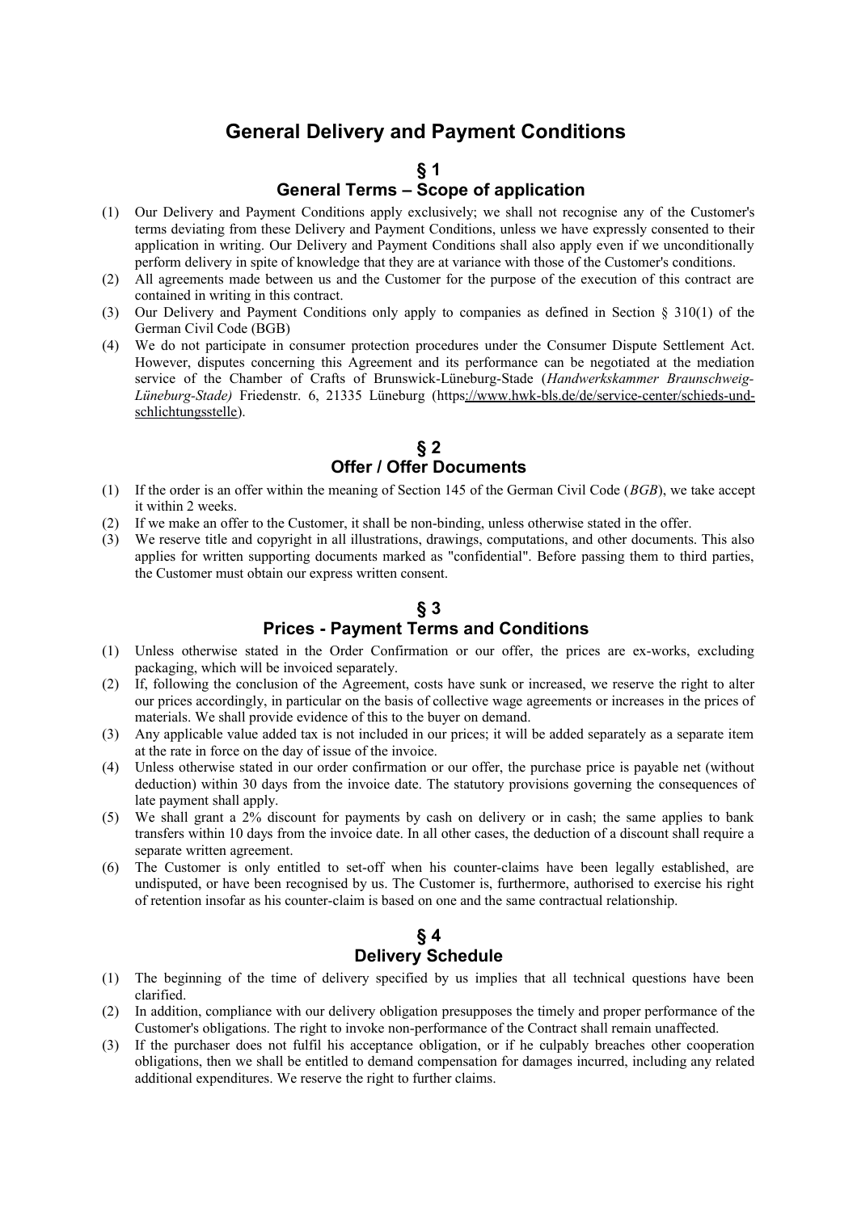# General Delivery and Payment Conditions

## § 1
## General Terms – Scope of application

(1) Our Delivery and Payment Conditions apply exclusively; we shall not recognise any of the Customer's terms deviating from these Delivery and Payment Conditions, unless we have expressly consented to their application in writing. Our Delivery and Payment Conditions shall also apply even if we unconditionally perform delivery in spite of knowledge that they are at variance with those of the Customer's conditions.

(2) All agreements made between us and the Customer for the purpose of the execution of this contract are contained in writing in this contract.

(3) Our Delivery and Payment Conditions only apply to companies as defined in Section § 310(1) of the German Civil Code (BGB)

(4) We do not participate in consumer protection procedures under the Consumer Dispute Settlement Act. However, disputes concerning this Agreement and its performance can be negotiated at the mediation service of the Chamber of Crafts of Brunswick-Lüneburg-Stade (*Handwerkskammer Braunschweig-Lüneburg-Stade)* Friedenstr. 6, 21335 Lüneburg (https://www.hwk-bls.de/de/service-center/schieds-und-schlichtungsstelle).

## § 2
## Offer / Offer Documents

(1) If the order is an offer within the meaning of Section 145 of the German Civil Code (*BGB*), we take accept it within 2 weeks.

(2) If we make an offer to the Customer, it shall be non-binding, unless otherwise stated in the offer.

(3) We reserve title and copyright in all illustrations, drawings, computations, and other documents. This also applies for written supporting documents marked as "confidential". Before passing them to third parties, the Customer must obtain our express written consent.

## § 3
## Prices - Payment Terms and Conditions

(1) Unless otherwise stated in the Order Confirmation or our offer, the prices are ex-works, excluding packaging, which will be invoiced separately.

(2) If, following the conclusion of the Agreement, costs have sunk or increased, we reserve the right to alter our prices accordingly, in particular on the basis of collective wage agreements or increases in the prices of materials. We shall provide evidence of this to the buyer on demand.

(3) Any applicable value added tax is not included in our prices; it will be added separately as a separate item at the rate in force on the day of issue of the invoice.

(4) Unless otherwise stated in our order confirmation or our offer, the purchase price is payable net (without deduction) within 30 days from the invoice date. The statutory provisions governing the consequences of late payment shall apply.

(5) We shall grant a 2% discount for payments by cash on delivery or in cash; the same applies to bank transfers within 10 days from the invoice date. In all other cases, the deduction of a discount shall require a separate written agreement.

(6) The Customer is only entitled to set-off when his counter-claims have been legally established, are undisputed, or have been recognised by us. The Customer is, furthermore, authorised to exercise his right of retention insofar as his counter-claim is based on one and the same contractual relationship.

## § 4
## Delivery Schedule

(1) The beginning of the time of delivery specified by us implies that all technical questions have been clarified.

(2) In addition, compliance with our delivery obligation presupposes the timely and proper performance of the Customer's obligations. The right to invoke non-performance of the Contract shall remain unaffected.

(3) If the purchaser does not fulfil his acceptance obligation, or if he culpably breaches other cooperation obligations, then we shall be entitled to demand compensation for damages incurred, including any related additional expenditures. We reserve the right to further claims.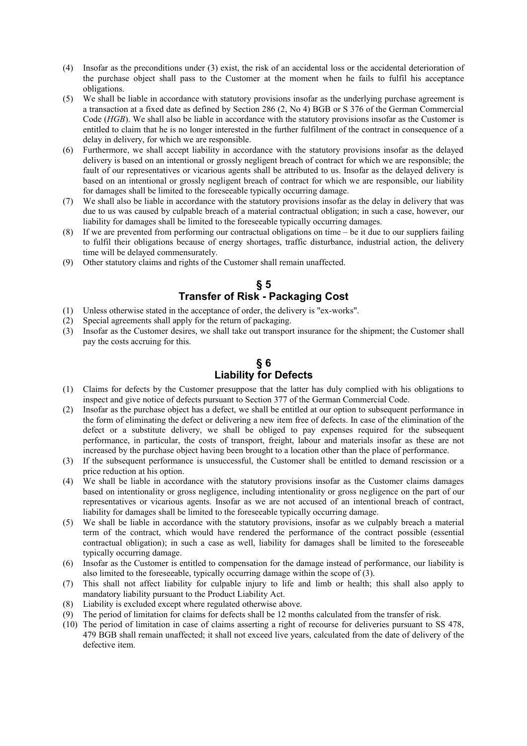(4) Insofar as the preconditions under (3) exist, the risk of an accidental loss or the accidental deterioration of the purchase object shall pass to the Customer at the moment when he fails to fulfil his acceptance obligations.
(5) We shall be liable in accordance with statutory provisions insofar as the underlying purchase agreement is a transaction at a fixed date as defined by Section 286 (2, No 4) BGB or S 376 of the German Commercial Code (*HGB*). We shall also be liable in accordance with the statutory provisions insofar as the Customer is entitled to claim that he is no longer interested in the further fulfilment of the contract in consequence of a delay in delivery, for which we are responsible.
(6) Furthermore, we shall accept liability in accordance with the statutory provisions insofar as the delayed delivery is based on an intentional or grossly negligent breach of contract for which we are responsible; the fault of our representatives or vicarious agents shall be attributed to us. Insofar as the delayed delivery is based on an intentional or grossly negligent breach of contract for which we are responsible, our liability for damages shall be limited to the foreseeable typically occurring damage.
(7) We shall also be liable in accordance with the statutory provisions insofar as the delay in delivery that was due to us was caused by culpable breach of a material contractual obligation; in such a case, however, our liability for damages shall be limited to the foreseeable typically occurring damages.
(8) If we are prevented from performing our contractual obligations on time – be it due to our suppliers failing to fulfil their obligations because of energy shortages, traffic disturbance, industrial action, the delivery time will be delayed commensurately.
(9) Other statutory claims and rights of the Customer shall remain unaffected.

## § 5
## Transfer of Risk - Packaging Cost

(1) Unless otherwise stated in the acceptance of order, the delivery is "ex-works".
(2) Special agreements shall apply for the return of packaging.
(3) Insofar as the Customer desires, we shall take out transport insurance for the shipment; the Customer shall pay the costs accruing for this.

## § 6
## Liability for Defects

(1) Claims for defects by the Customer presuppose that the latter has duly complied with his obligations to inspect and give notice of defects pursuant to Section 377 of the German Commercial Code.
(2) Insofar as the purchase object has a defect, we shall be entitled at our option to subsequent performance in the form of eliminating the defect or delivering a new item free of defects. In case of the elimination of the defect or a substitute delivery, we shall be obliged to pay expenses required for the subsequent performance, in particular, the costs of transport, freight, labour and materials insofar as these are not increased by the purchase object having been brought to a location other than the place of performance.
(3) If the subsequent performance is unsuccessful, the Customer shall be entitled to demand rescission or a price reduction at his option.
(4) We shall be liable in accordance with the statutory provisions insofar as the Customer claims damages based on intentionality or gross negligence, including intentionality or gross negligence on the part of our representatives or vicarious agents. Insofar as we are not accused of an intentional breach of contract, liability for damages shall be limited to the foreseeable typically occurring damage.
(5) We shall be liable in accordance with the statutory provisions, insofar as we culpably breach a material term of the contract, which would have rendered the performance of the contract possible (essential contractual obligation); in such a case as well, liability for damages shall be limited to the foreseeable typically occurring damage.
(6) Insofar as the Customer is entitled to compensation for the damage instead of performance, our liability is also limited to the foreseeable, typically occurring damage within the scope of (3).
(7) This shall not affect liability for culpable injury to life and limb or health; this shall also apply to mandatory liability pursuant to the Product Liability Act.
(8) Liability is excluded except where regulated otherwise above.
(9) The period of limitation for claims for defects shall be 12 months calculated from the transfer of risk.
(10) The period of limitation in case of claims asserting a right of recourse for deliveries pursuant to SS 478, 479 BGB shall remain unaffected; it shall not exceed live years, calculated from the date of delivery of the defective item.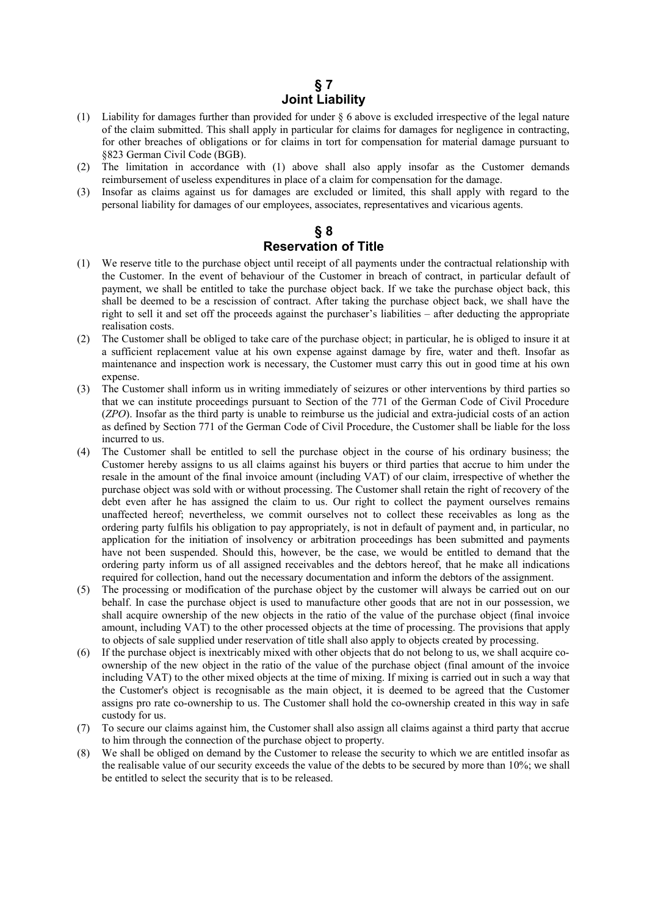## § 7
## Joint Liability

(1) Liability for damages further than provided for under § 6 above is excluded irrespective of the legal nature of the claim submitted. This shall apply in particular for claims for damages for negligence in contracting, for other breaches of obligations or for claims in tort for compensation for material damage pursuant to §823 German Civil Code (BGB).

(2) The limitation in accordance with (1) above shall also apply insofar as the Customer demands reimbursement of useless expenditures in place of a claim for compensation for the damage.

(3) Insofar as claims against us for damages are excluded or limited, this shall apply with regard to the personal liability for damages of our employees, associates, representatives and vicarious agents.

## § 8
## Reservation of Title

(1) We reserve title to the purchase object until receipt of all payments under the contractual relationship with the Customer. In the event of behaviour of the Customer in breach of contract, in particular default of payment, we shall be entitled to take the purchase object back. If we take the purchase object back, this shall be deemed to be a rescission of contract. After taking the purchase object back, we shall have the right to sell it and set off the proceeds against the purchaser's liabilities – after deducting the appropriate realisation costs.

(2) The Customer shall be obliged to take care of the purchase object; in particular, he is obliged to insure it at a sufficient replacement value at his own expense against damage by fire, water and theft. Insofar as maintenance and inspection work is necessary, the Customer must carry this out in good time at his own expense.

(3) The Customer shall inform us in writing immediately of seizures or other interventions by third parties so that we can institute proceedings pursuant to Section of the 771 of the German Code of Civil Procedure (*ZPO*). Insofar as the third party is unable to reimburse us the judicial and extra-judicial costs of an action as defined by Section 771 of the German Code of Civil Procedure, the Customer shall be liable for the loss incurred to us.

(4) The Customer shall be entitled to sell the purchase object in the course of his ordinary business; the Customer hereby assigns to us all claims against his buyers or third parties that accrue to him under the resale in the amount of the final invoice amount (including VAT) of our claim, irrespective of whether the purchase object was sold with or without processing. The Customer shall retain the right of recovery of the debt even after he has assigned the claim to us. Our right to collect the payment ourselves remains unaffected hereof; nevertheless, we commit ourselves not to collect these receivables as long as the ordering party fulfils his obligation to pay appropriately, is not in default of payment and, in particular, no application for the initiation of insolvency or arbitration proceedings has been submitted and payments have not been suspended. Should this, however, be the case, we would be entitled to demand that the ordering party inform us of all assigned receivables and the debtors hereof, that he make all indications required for collection, hand out the necessary documentation and inform the debtors of the assignment.

(5) The processing or modification of the purchase object by the customer will always be carried out on our behalf. In case the purchase object is used to manufacture other goods that are not in our possession, we shall acquire ownership of the new objects in the ratio of the value of the purchase object (final invoice amount, including VAT) to the other processed objects at the time of processing. The provisions that apply to objects of sale supplied under reservation of title shall also apply to objects created by processing.

(6) If the purchase object is inextricably mixed with other objects that do not belong to us, we shall acquire co-ownership of the new object in the ratio of the value of the purchase object (final amount of the invoice including VAT) to the other mixed objects at the time of mixing. If mixing is carried out in such a way that the Customer's object is recognisable as the main object, it is deemed to be agreed that the Customer assigns pro rate co-ownership to us. The Customer shall hold the co-ownership created in this way in safe custody for us.

(7) To secure our claims against him, the Customer shall also assign all claims against a third party that accrue to him through the connection of the purchase object to property.

(8) We shall be obliged on demand by the Customer to release the security to which we are entitled insofar as the realisable value of our security exceeds the value of the debts to be secured by more than 10%; we shall be entitled to select the security that is to be released.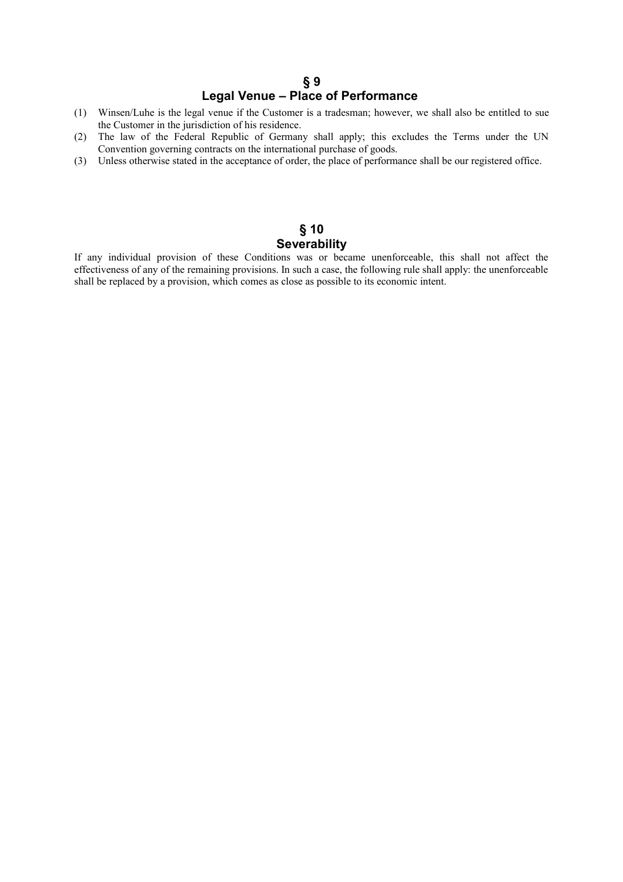## § 9
## Legal Venue – Place of Performance

(1) Winsen/Luhe is the legal venue if the Customer is a tradesman; however, we shall also be entitled to sue the Customer in the jurisdiction of his residence.

(2) The law of the Federal Republic of Germany shall apply; this excludes the Terms under the UN Convention governing contracts on the international purchase of goods.

(3) Unless otherwise stated in the acceptance of order, the place of performance shall be our registered office.

## § 10
## Severability

If any individual provision of these Conditions was or became unenforceable, this shall not affect the effectiveness of any of the remaining provisions. In such a case, the following rule shall apply: the unenforceable shall be replaced by a provision, which comes as close as possible to its economic intent.